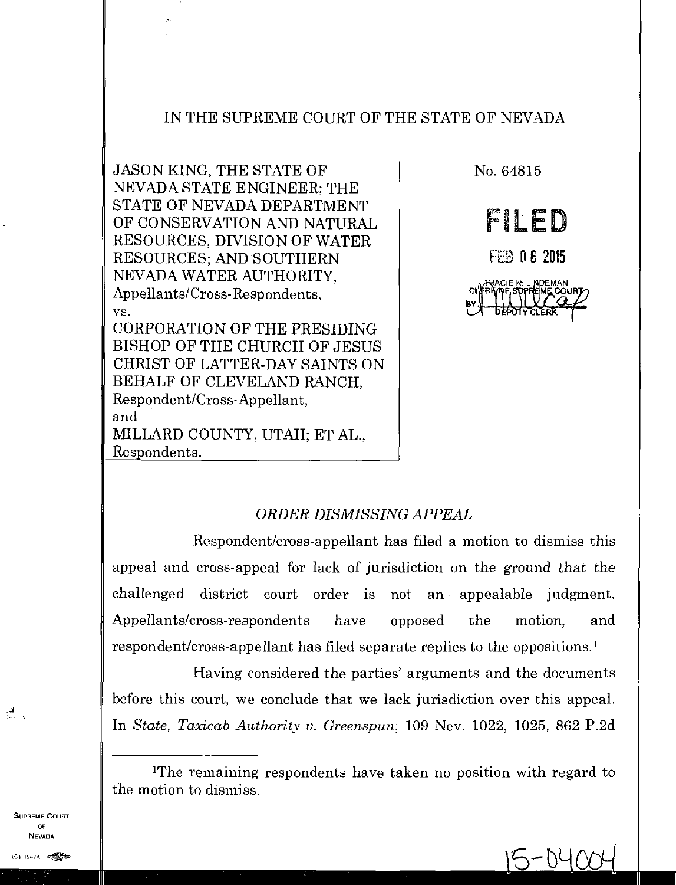# IN THE SUPREME COURT OF THE STATE OF NEVADA

| | |
|---|---|
| JASON KING, THE STATE OF NEVADA STATE ENGINEER; THE STATE OF NEVADA DEPARTMENT OF CONSERVATION AND NATURAL RESOURCES, DIVISION OF WATER RESOURCES; AND SOUTHERN NEVADA WATER AUTHORITY, Appellants/Cross-Respondents, vs. CORPORATION OF THE PRESIDING BISHOP OF THE CHURCH OF JESUS CHRIST OF LATTER-DAY SAINTS ON BEHALF OF CLEVELAND RANCH, Respondent/Cross-Appellant, and MILLARD COUNTY, UTAH; ET AL., Respondents. | No. 64815 |

**FILED**

FEB 06 2015

TRACIE K. LINDEMAN
CLERK OF SUPREME COURT
BY DEPUTY CLERK

## *ORDER DISMISSING APPEAL*

Respondent/cross-appellant has filed a motion to dismiss this appeal and cross-appeal for lack of jurisdiction on the ground that the challenged district court order is not an appealable judgment. Appellants/cross-respondents have opposed the motion, and respondent/cross-appellant has filed separate replies to the oppositions.[1]

Having considered the parties' arguments and the documents before this court, we conclude that we lack jurisdiction over this appeal. In *State, Taxicab Authority v. Greenspun*, 109 Nev. 1022, 1025, 862 P.2d

---

[1]The remaining respondents have taken no position with regard to the motion to dismiss.

15-04004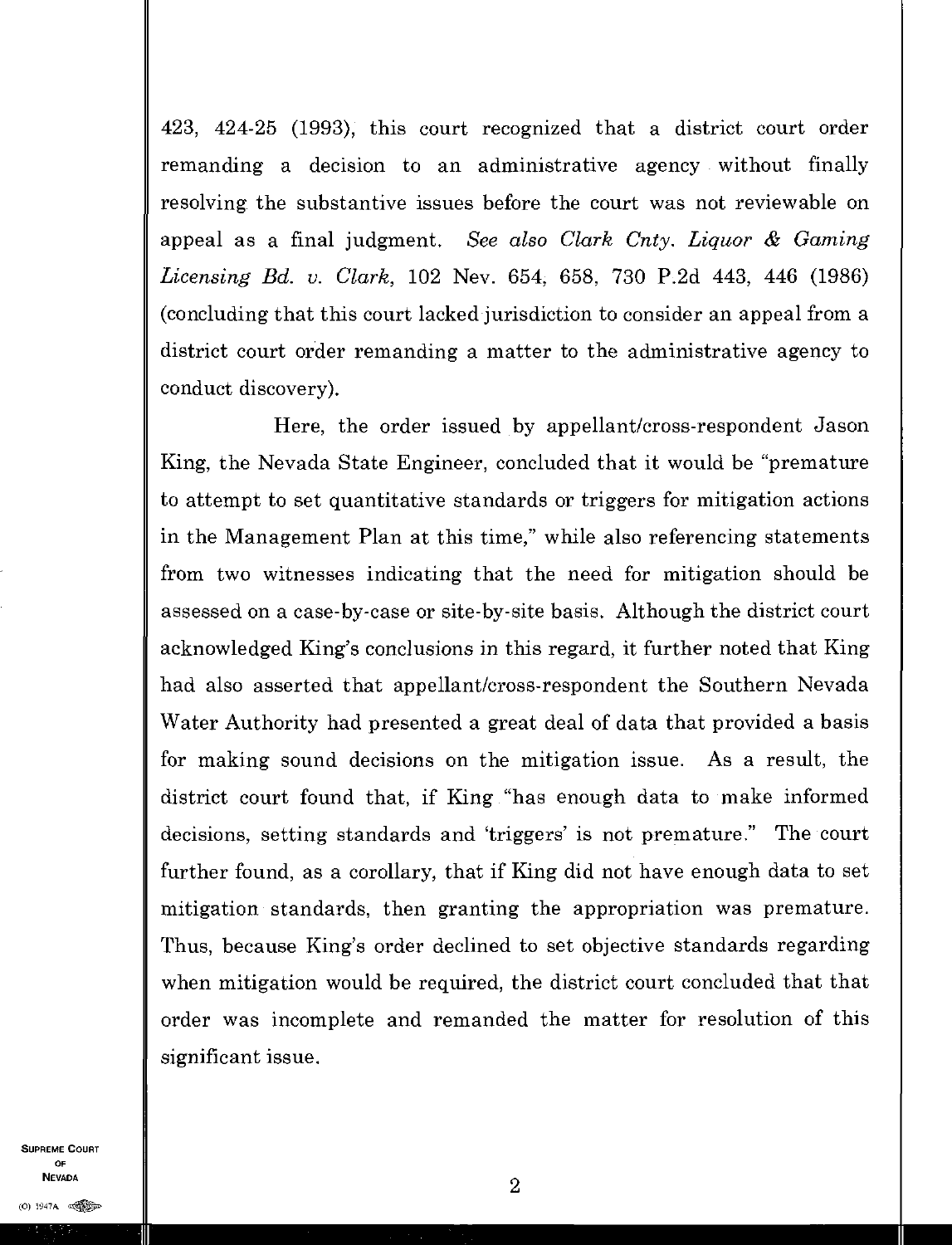423, 424-25 (1993), this court recognized that a district court order remanding a decision to an administrative agency without finally resolving the substantive issues before the court was not reviewable on appeal as a final judgment. *See also Clark Cnty. Liquor & Gaming Licensing Bd. v. Clark*, 102 Nev. 654, 658, 730 P.2d 443, 446 (1986) (concluding that this court lacked jurisdiction to consider an appeal from a district court order remanding a matter to the administrative agency to conduct discovery).

Here, the order issued by appellant/cross-respondent Jason King, the Nevada State Engineer, concluded that it would be "premature to attempt to set quantitative standards or triggers for mitigation actions in the Management Plan at this time," while also referencing statements from two witnesses indicating that the need for mitigation should be assessed on a case-by-case or site-by-site basis. Although the district court acknowledged King's conclusions in this regard, it further noted that King had also asserted that appellant/cross-respondent the Southern Nevada Water Authority had presented a great deal of data that provided a basis for making sound decisions on the mitigation issue. As a result, the district court found that, if King "has enough data to make informed decisions, setting standards and 'triggers' is not premature." The court further found, as a corollary, that if King did not have enough data to set mitigation standards, then granting the appropriation was premature. Thus, because King's order declined to set objective standards regarding when mitigation would be required, the district court concluded that that order was incomplete and remanded the matter for resolution of this significant issue.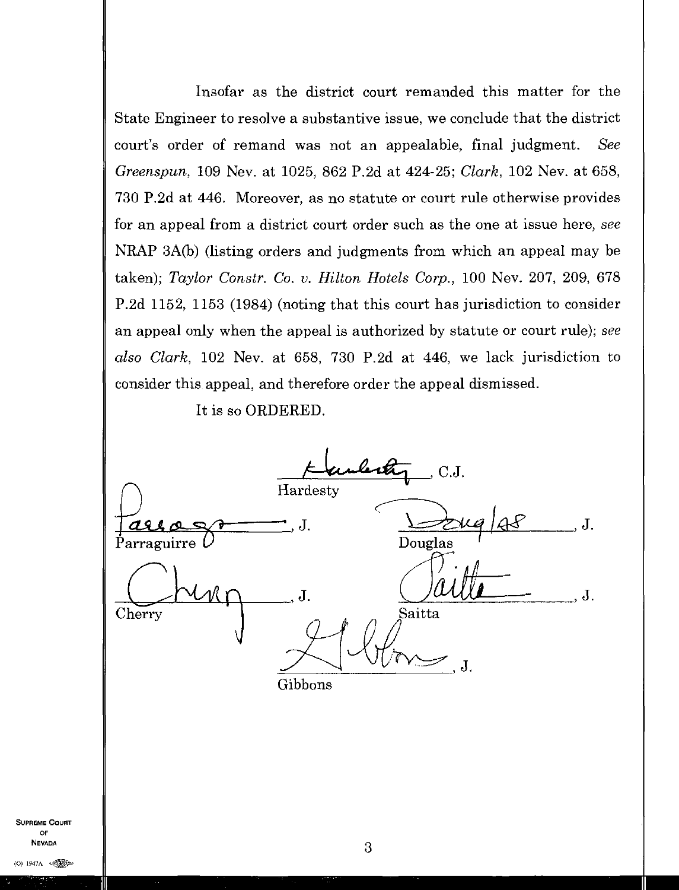Insofar as the district court remanded this matter for the State Engineer to resolve a substantive issue, we conclude that the district court's order of remand was not an appealable, final judgment. *See Greenspun*, 109 Nev. at 1025, 862 P.2d at 424-25; *Clark*, 102 Nev. at 658, 730 P.2d at 446. Moreover, as no statute or court rule otherwise provides for an appeal from a district court order such as the one at issue here, *see* NRAP 3A(b) (listing orders and judgments from which an appeal may be taken); *Taylor Constr. Co. v. Hilton Hotels Corp.*, 100 Nev. 207, 209, 678 P.2d 1152, 1153 (1984) (noting that this court has jurisdiction to consider an appeal only when the appeal is authorized by statute or court rule); *see also Clark*, 102 Nev. at 658, 730 P.2d at 446, we lack jurisdiction to consider this appeal, and therefore order the appeal dismissed.

It is so ORDERED.

_______________, C.J.
Hardesty

_______________, J.
Parraguirre

_______________, J.
Douglas

_______________, J.
Cherry

_______________, J.
Saitta

_______________, J.
Gibbons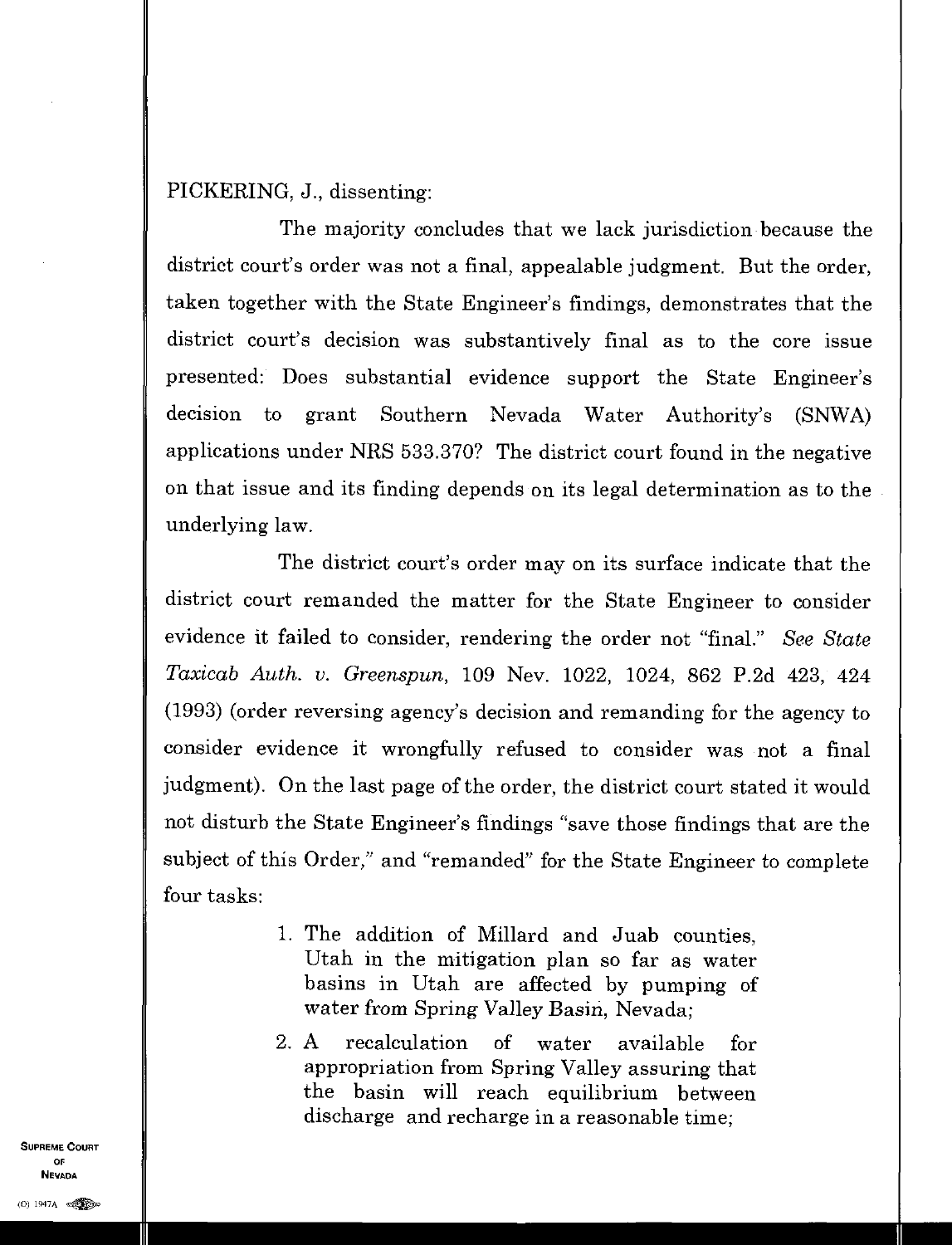PICKERING, J., dissenting:

The majority concludes that we lack jurisdiction because the district court's order was not a final, appealable judgment. But the order, taken together with the State Engineer's findings, demonstrates that the district court's decision was substantively final as to the core issue presented: Does substantial evidence support the State Engineer's decision to grant Southern Nevada Water Authority's (SNWA) applications under NRS 533.370? The district court found in the negative on that issue and its finding depends on its legal determination as to the underlying law.

The district court's order may on its surface indicate that the district court remanded the matter for the State Engineer to consider evidence it failed to consider, rendering the order not "final." *See State Taxicab Auth. v. Greenspun*, 109 Nev. 1022, 1024, 862 P.2d 423, 424 (1993) (order reversing agency's decision and remanding for the agency to consider evidence it wrongfully refused to consider was not a final judgment). On the last page of the order, the district court stated it would not disturb the State Engineer's findings "save those findings that are the subject of this Order," and "remanded" for the State Engineer to complete four tasks:

> 1. The addition of Millard and Juab counties, Utah in the mitigation plan so far as water basins in Utah are affected by pumping of water from Spring Valley Basin, Nevada;
> 2. A recalculation of water available for appropriation from Spring Valley assuring that the basin will reach equilibrium between discharge and recharge in a reasonable time;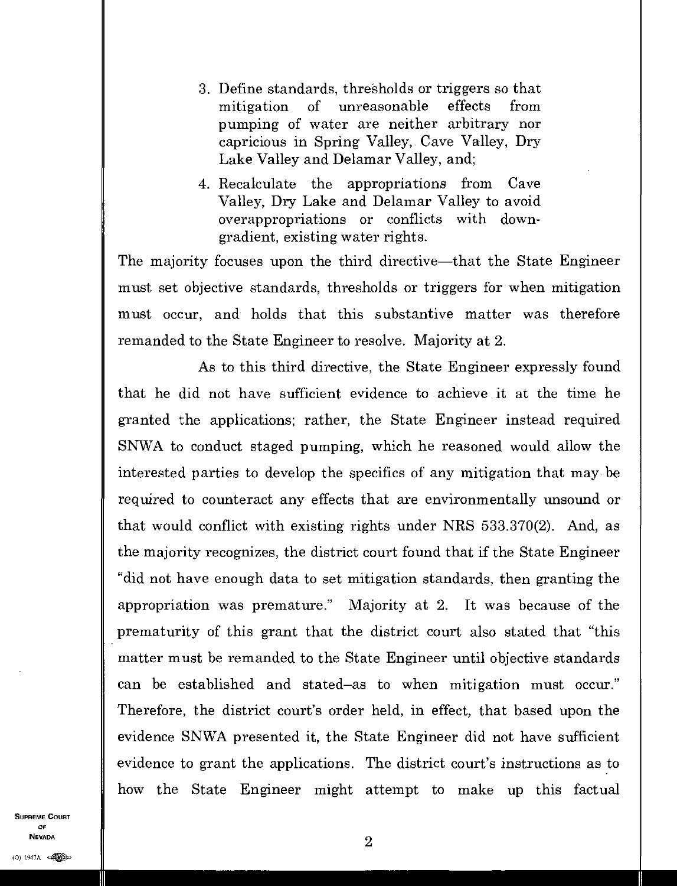3. Define standards, thresholds or triggers so that mitigation of unreasonable effects from pumping of water are neither arbitrary nor capricious in Spring Valley, Cave Valley, Dry Lake Valley and Delamar Valley, and;

4. Recalculate the appropriations from Cave Valley, Dry Lake and Delamar Valley to avoid overappropriations or conflicts with down-gradient, existing water rights.

The majority focuses upon the third directive—that the State Engineer must set objective standards, thresholds or triggers for when mitigation must occur, and holds that this substantive matter was therefore remanded to the State Engineer to resolve. Majority at 2.

As to this third directive, the State Engineer expressly found that he did not have sufficient evidence to achieve it at the time he granted the applications; rather, the State Engineer instead required SNWA to conduct staged pumping, which he reasoned would allow the interested parties to develop the specifics of any mitigation that may be required to counteract any effects that are environmentally unsound or that would conflict with existing rights under NRS 533.370(2). And, as the majority recognizes, the district court found that if the State Engineer "did not have enough data to set mitigation standards, then granting the appropriation was premature." Majority at 2. It was because of the prematurity of this grant that the district court also stated that "this matter must be remanded to the State Engineer until objective standards can be established and stated–as to when mitigation must occur." Therefore, the district court's order held, in effect, that based upon the evidence SNWA presented it, the State Engineer did not have sufficient evidence to grant the applications. The district court's instructions as to how the State Engineer might attempt to make up this factual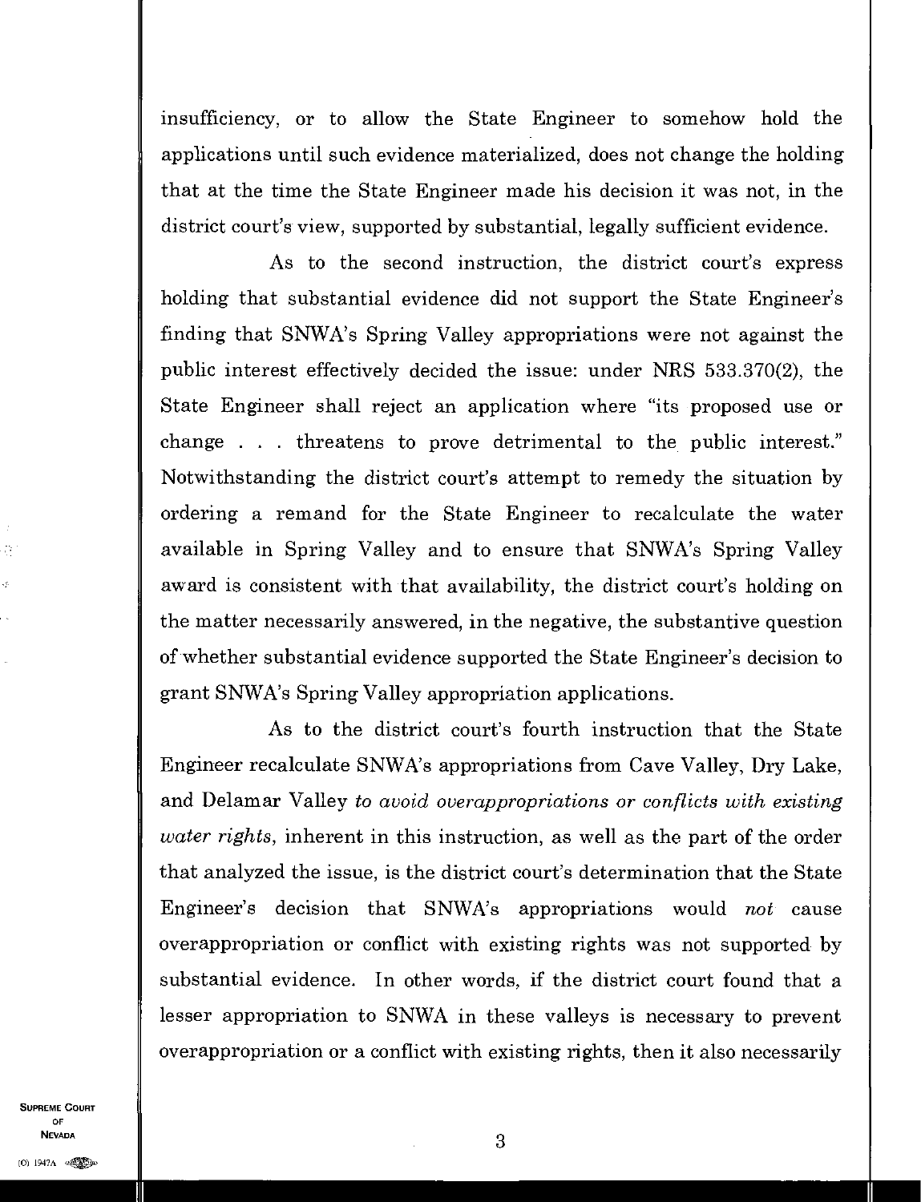insufficiency, or to allow the State Engineer to somehow hold the applications until such evidence materialized, does not change the holding that at the time the State Engineer made his decision it was not, in the district court's view, supported by substantial, legally sufficient evidence.

As to the second instruction, the district court's express holding that substantial evidence did not support the State Engineer's finding that SNWA's Spring Valley appropriations were not against the public interest effectively decided the issue: under NRS 533.370(2), the State Engineer shall reject an application where "its proposed use or change . . . threatens to prove detrimental to the public interest." Notwithstanding the district court's attempt to remedy the situation by ordering a remand for the State Engineer to recalculate the water available in Spring Valley and to ensure that SNWA's Spring Valley award is consistent with that availability, the district court's holding on the matter necessarily answered, in the negative, the substantive question of whether substantial evidence supported the State Engineer's decision to grant SNWA's Spring Valley appropriation applications.

As to the district court's fourth instruction that the State Engineer recalculate SNWA's appropriations from Cave Valley, Dry Lake, and Delamar Valley *to avoid overappropriations or conflicts with existing water rights*, inherent in this instruction, as well as the part of the order that analyzed the issue, is the district court's determination that the State Engineer's decision that SNWA's appropriations would *not* cause overappropriation or conflict with existing rights was not supported by substantial evidence. In other words, if the district court found that a lesser appropriation to SNWA in these valleys is necessary to prevent overappropriation or a conflict with existing rights, then it also necessarily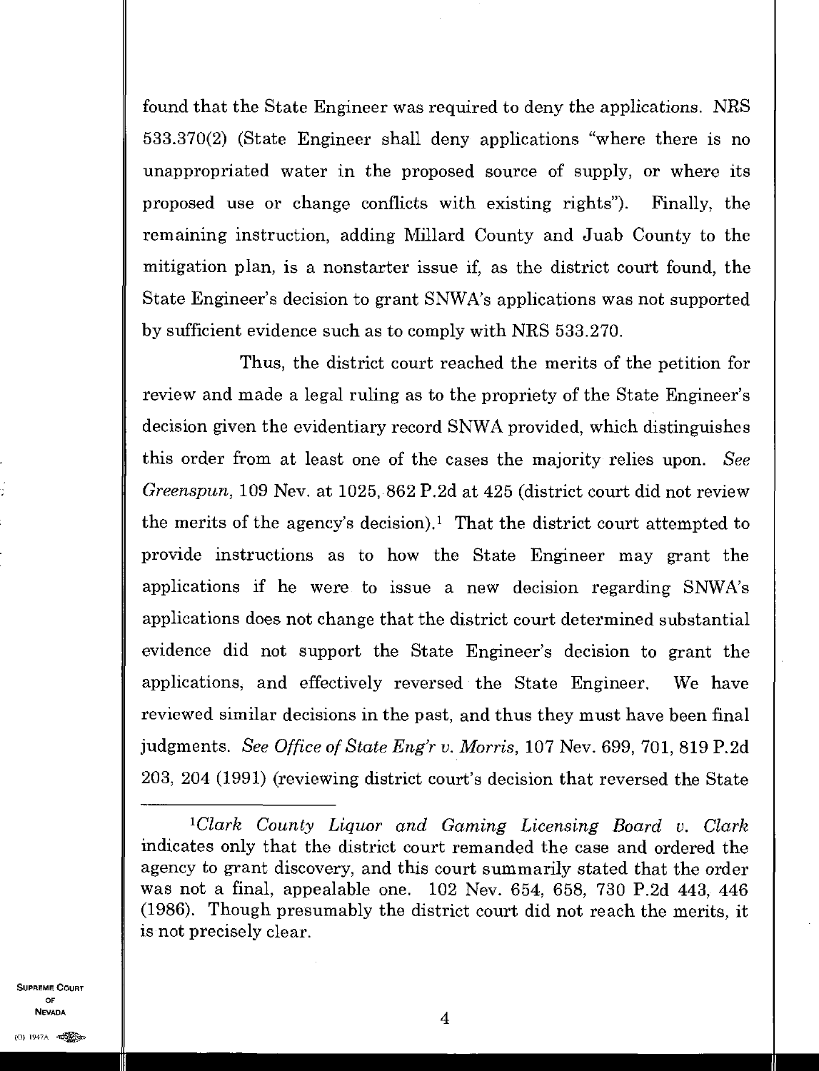found that the State Engineer was required to deny the applications. NRS 533.370(2) (State Engineer shall deny applications "where there is no unappropriated water in the proposed source of supply, or where its proposed use or change conflicts with existing rights"). Finally, the remaining instruction, adding Millard County and Juab County to the mitigation plan, is a nonstarter issue if, as the district court found, the State Engineer's decision to grant SNWA's applications was not supported by sufficient evidence such as to comply with NRS 533.270.

Thus, the district court reached the merits of the petition for review and made a legal ruling as to the propriety of the State Engineer's decision given the evidentiary record SNWA provided, which distinguishes this order from at least one of the cases the majority relies upon. *See Greenspun*, 109 Nev. at 1025, 862 P.2d at 425 (district court did not review the merits of the agency's decision).[1] That the district court attempted to provide instructions as to how the State Engineer may grant the applications if he were to issue a new decision regarding SNWA's applications does not change that the district court determined substantial evidence did not support the State Engineer's decision to grant the applications, and effectively reversed the State Engineer. We have reviewed similar decisions in the past, and thus they must have been final judgments. *See Office of State Eng'r v. Morris*, 107 Nev. 699, 701, 819 P.2d 203, 204 (1991) (reviewing district court's decision that reversed the State

---

[1]*Clark County Liquor and Gaming Licensing Board v. Clark* indicates only that the district court remanded the case and ordered the agency to grant discovery, and this court summarily stated that the order was not a final, appealable one. 102 Nev. 654, 658, 730 P.2d 443, 446 (1986). Though presumably the district court did not reach the merits, it is not precisely clear.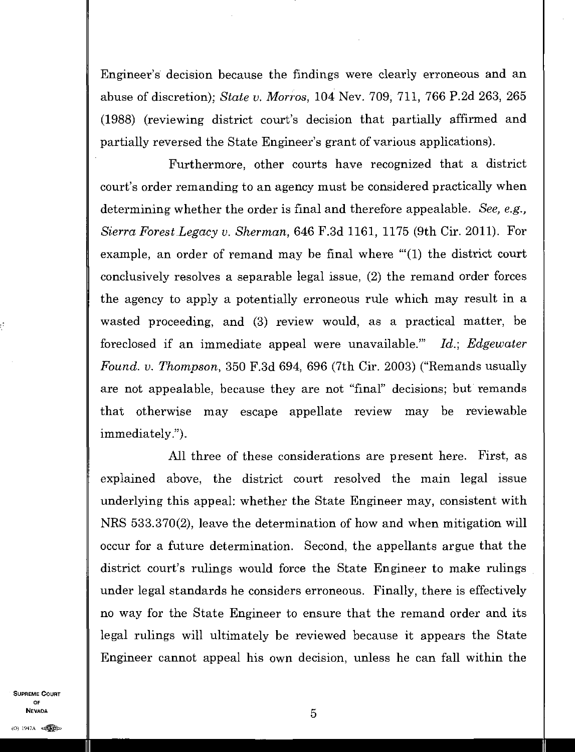Engineer's decision because the findings were clearly erroneous and an abuse of discretion); *State v. Morros*, 104 Nev. 709, 711, 766 P.2d 263, 265 (1988) (reviewing district court's decision that partially affirmed and partially reversed the State Engineer's grant of various applications).

Furthermore, other courts have recognized that a district court's order remanding to an agency must be considered practically when determining whether the order is final and therefore appealable. *See, e.g.*, *Sierra Forest Legacy v. Sherman*, 646 F.3d 1161, 1175 (9th Cir. 2011). For example, an order of remand may be final where "'(1) the district court conclusively resolves a separable legal issue, (2) the remand order forces the agency to apply a potentially erroneous rule which may result in a wasted proceeding, and (3) review would, as a practical matter, be foreclosed if an immediate appeal were unavailable.'" *Id.*; *Edgewater Found. v. Thompson*, 350 F.3d 694, 696 (7th Cir. 2003) ("Remands usually are not appealable, because they are not "final" decisions; but remands that otherwise may escape appellate review may be reviewable immediately.").

All three of these considerations are present here. First, as explained above, the district court resolved the main legal issue underlying this appeal: whether the State Engineer may, consistent with NRS 533.370(2), leave the determination of how and when mitigation will occur for a future determination. Second, the appellants argue that the district court's rulings would force the State Engineer to make rulings under legal standards he considers erroneous. Finally, there is effectively no way for the State Engineer to ensure that the remand order and its legal rulings will ultimately be reviewed because it appears the State Engineer cannot appeal his own decision, unless he can fall within the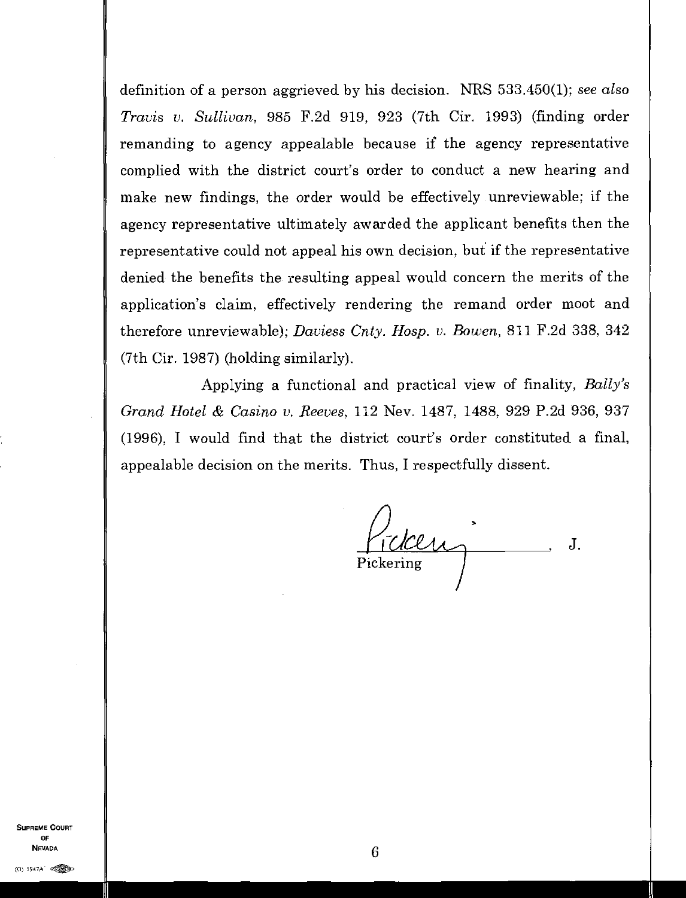definition of a person aggrieved by his decision. NRS 533.450(1); *see also* *Travis v. Sullivan*, 985 F.2d 919, 923 (7th Cir. 1993) (finding order remanding to agency appealable because if the agency representative complied with the district court's order to conduct a new hearing and make new findings, the order would be effectively unreviewable; if the agency representative ultimately awarded the applicant benefits then the representative could not appeal his own decision, but if the representative denied the benefits the resulting appeal would concern the merits of the application's claim, effectively rendering the remand order moot and therefore unreviewable); *Daviess Cnty. Hosp. v. Bowen*, 811 F.2d 338, 342 (7th Cir. 1987) (holding similarly).

Applying a functional and practical view of finality, *Bally's Grand Hotel & Casino v. Reeves*, 112 Nev. 1487, 1488, 929 P.2d 936, 937 (1996), I would find that the district court's order constituted a final, appealable decision on the merits. Thus, I respectfully dissent.

_________________________, J.
Pickering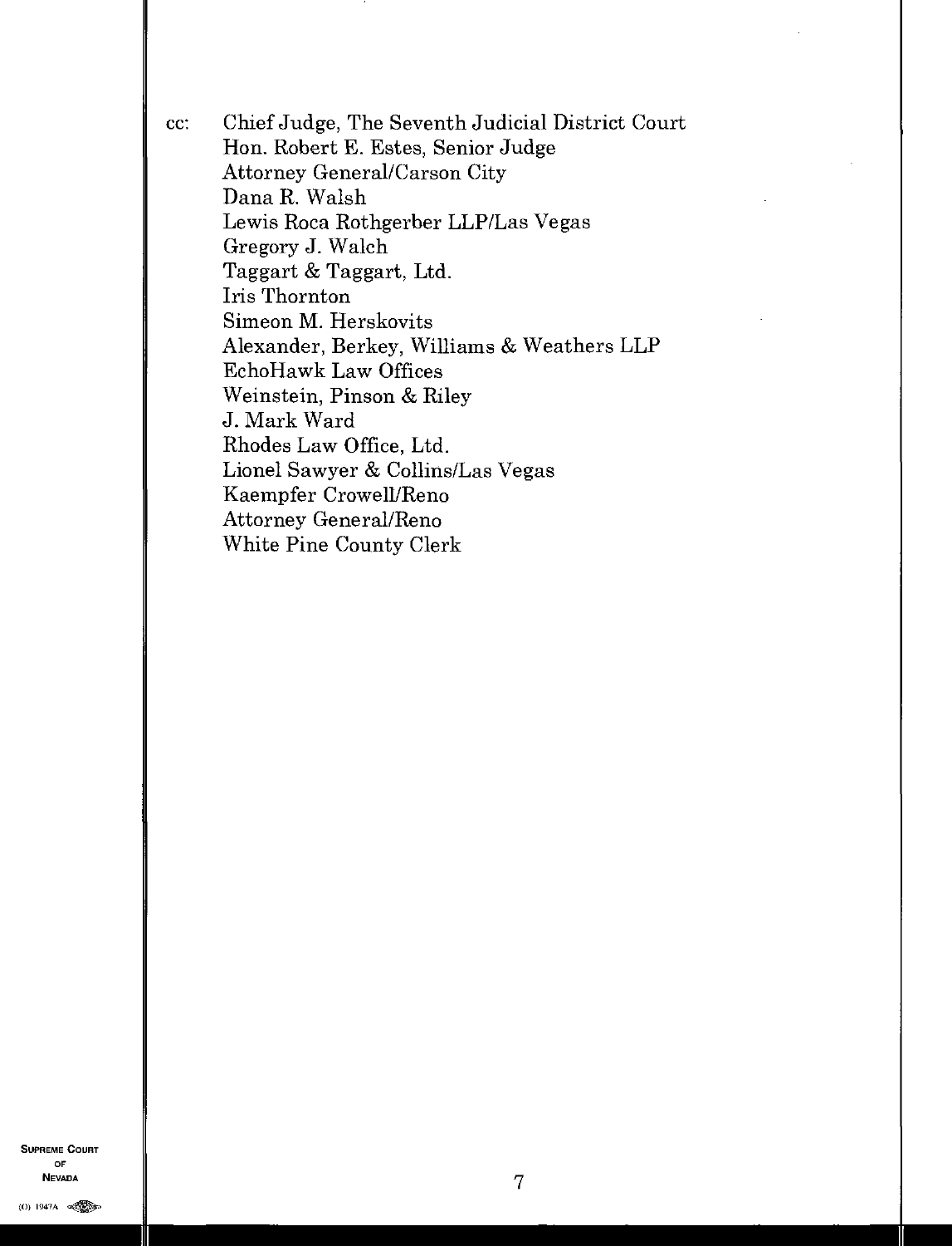cc: Chief Judge, The Seventh Judicial District Court
Hon. Robert E. Estes, Senior Judge
Attorney General/Carson City
Dana R. Walsh
Lewis Roca Rothgerber LLP/Las Vegas
Gregory J. Walch
Taggart & Taggart, Ltd.
Iris Thornton
Simeon M. Herskovits
Alexander, Berkey, Williams & Weathers LLP
EchoHawk Law Offices
Weinstein, Pinson & Riley
J. Mark Ward
Rhodes Law Office, Ltd.
Lionel Sawyer & Collins/Las Vegas
Kaempfer Crowell/Reno
Attorney General/Reno
White Pine County Clerk